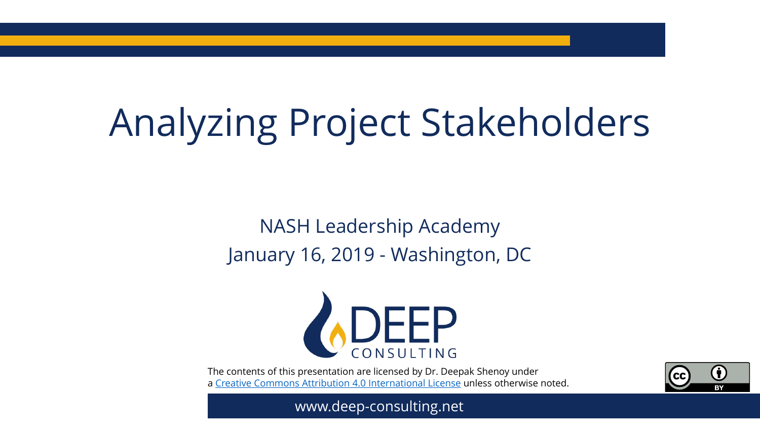# Analyzing Project Stakeholders

NASH Leadership Academy

January 16, 2019 - Washington, DC

DEEP CONSULTING

The contents of this presentation are licensed by Dr. Deepak Shenoy under a Creative Commons Attribution 4.0 International License unless otherwise noted.

www.deep-consulting.net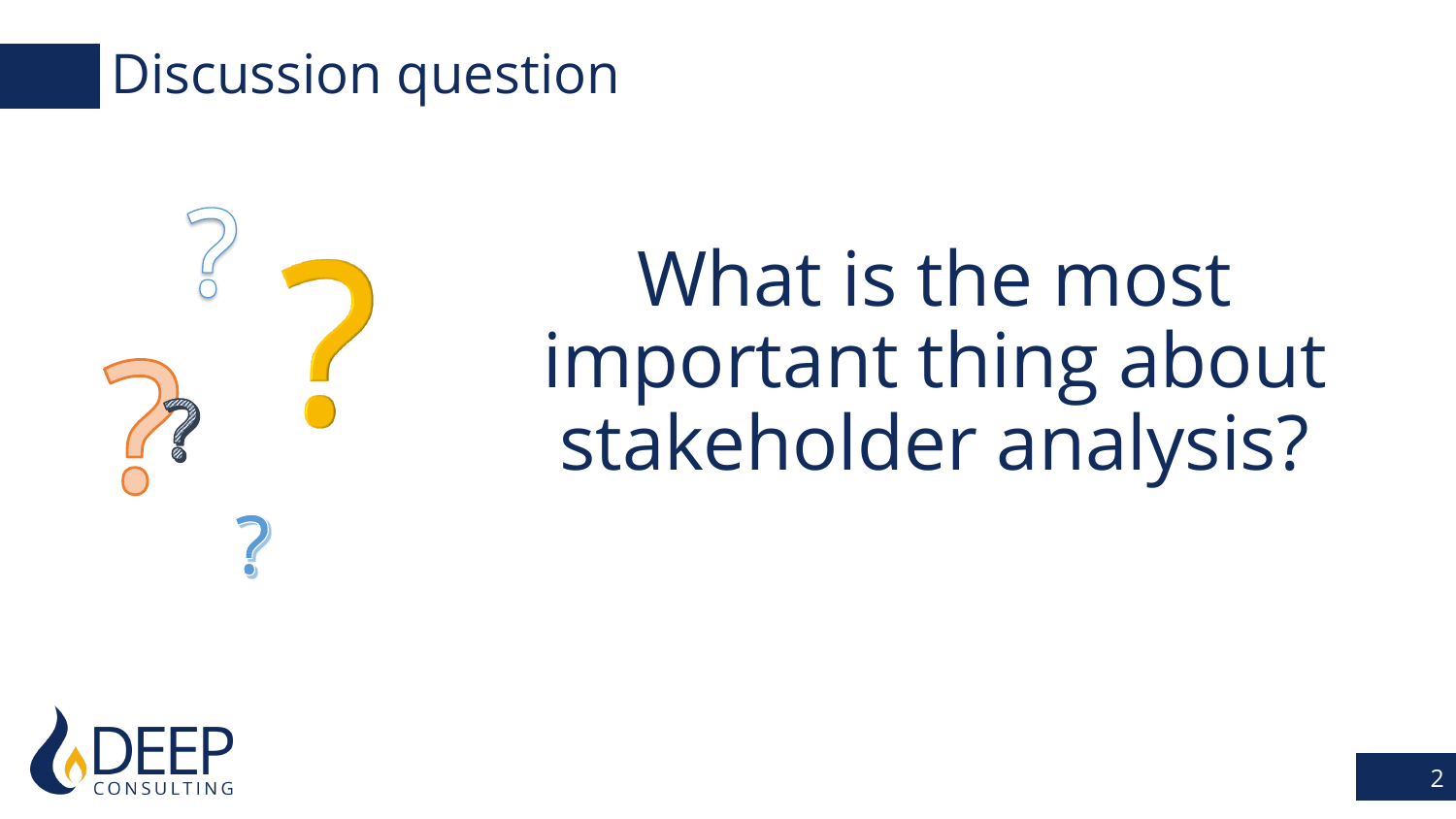# Discussion question

What is the most important thing about stakeholder analysis?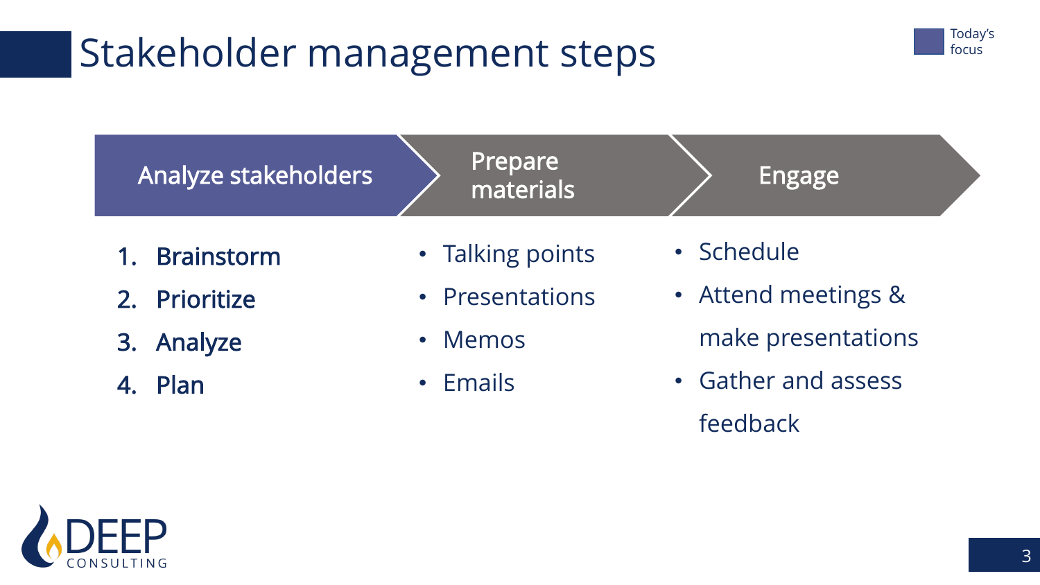# Stakeholder management steps

Today's focus

| Analyze stakeholders | Prepare materials | Engage |
| --- | --- | --- |
| 1. **Brainstorm**<br>2. **Prioritize**<br>3. **Analyze**<br>4. **Plan** | • Talking points<br>• Presentations<br>• Memos<br>• Emails | • Schedule<br>• Attend meetings & make presentations<br>• Gather and assess feedback |

DEEP CONSULTING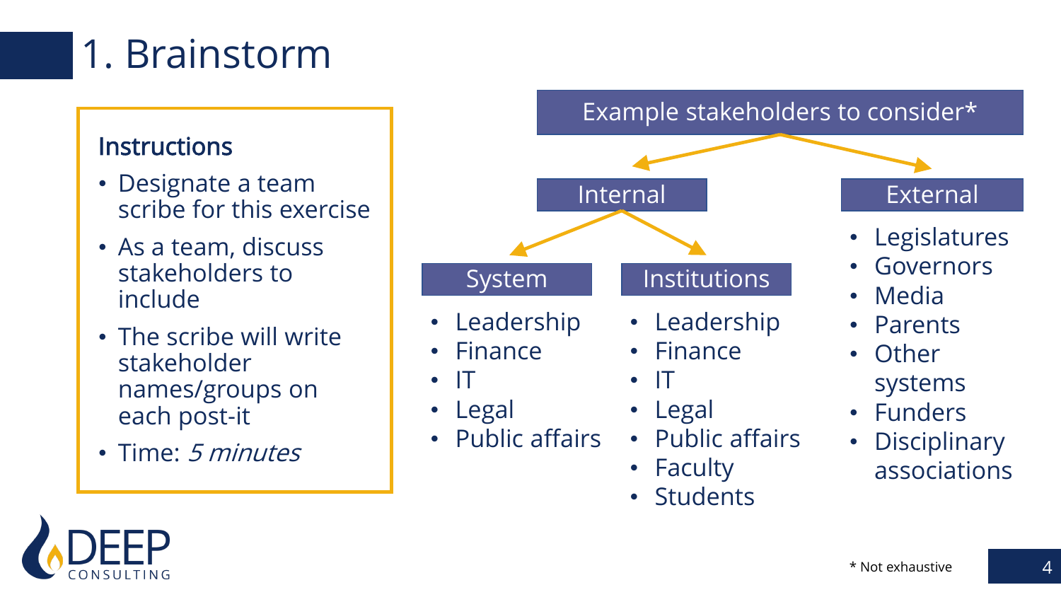# 1. Brainstorm

### Instructions

- Designate a team scribe for this exercise
- As a team, discuss stakeholders to include
- The scribe will write stakeholder names/groups on each post-it
- Time: *5 minutes*

## Example stakeholders to consider*

### Internal

#### System

- Leadership
- Finance
- IT
- Legal
- Public affairs

#### Institutions

- Leadership
- Finance
- IT
- Legal
- Public affairs
- Faculty
- Students

### External

- Legislatures
- Governors
- Media
- Parents
- Other systems
- Funders
- Disciplinary associations

DEEP CONSULTING

* Not exhaustive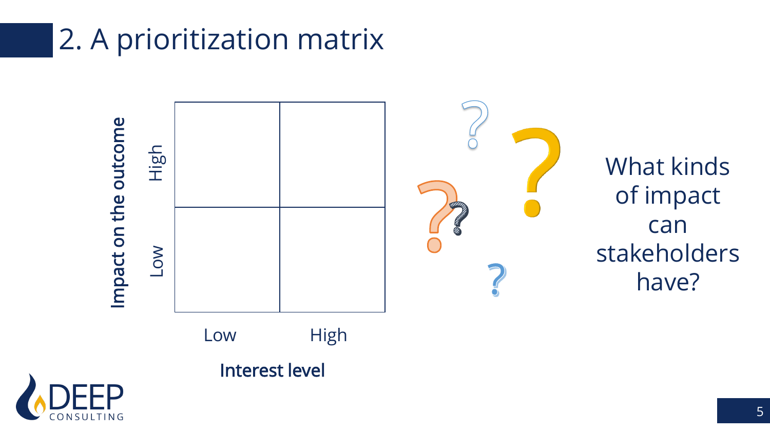# 2. A prioritization matrix

| Impact on the outcome | Low interest | High interest |
|---|---|---|
| High | | |
| Low | | |

Interest level

What kinds of impact can stakeholders have?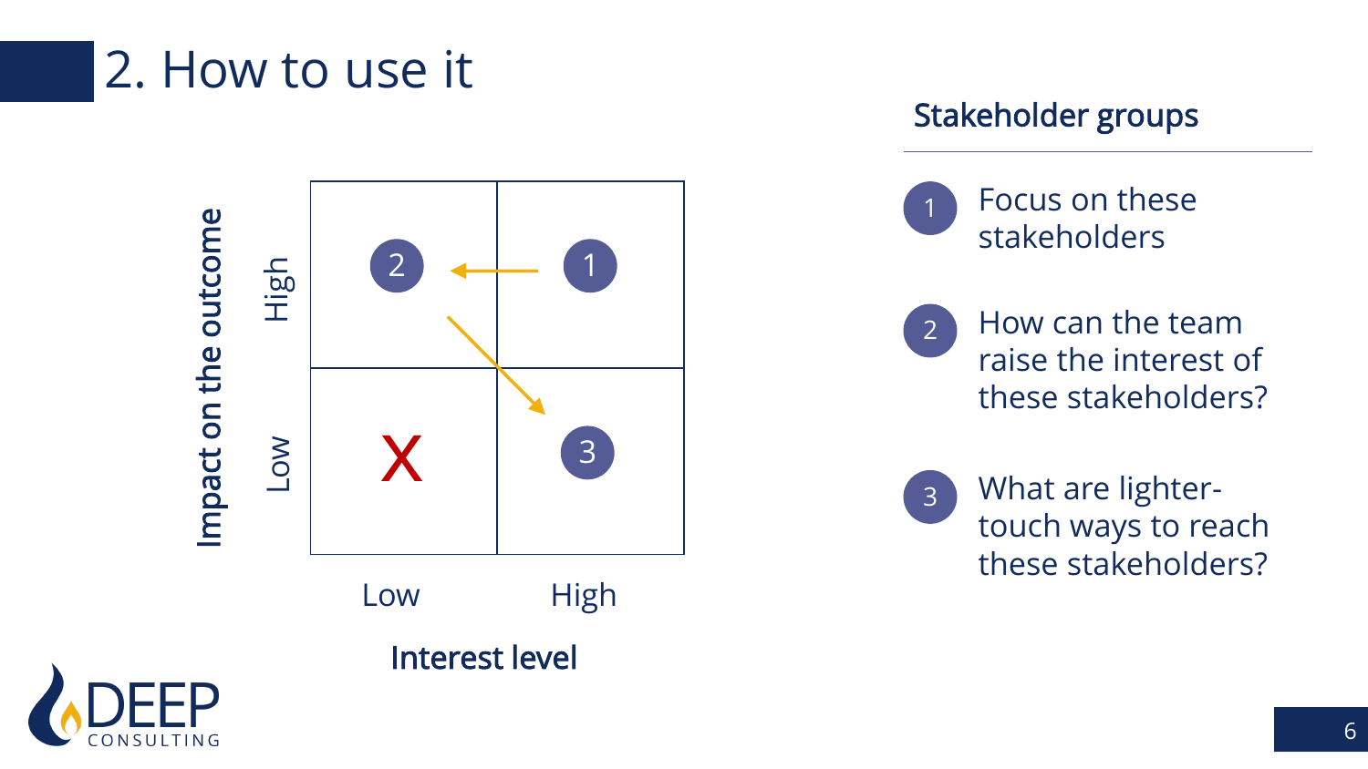# 2. How to use it

Impact on the outcome

| | Low | High |
|---|---|---|
| **High** | 2 | 1 |
| **Low** | X | 3 |

Interest level

## Stakeholder groups

1. Focus on these stakeholders
2. How can the team raise the interest of these stakeholders?
3. What are lighter-touch ways to reach these stakeholders?

DEEP CONSULTING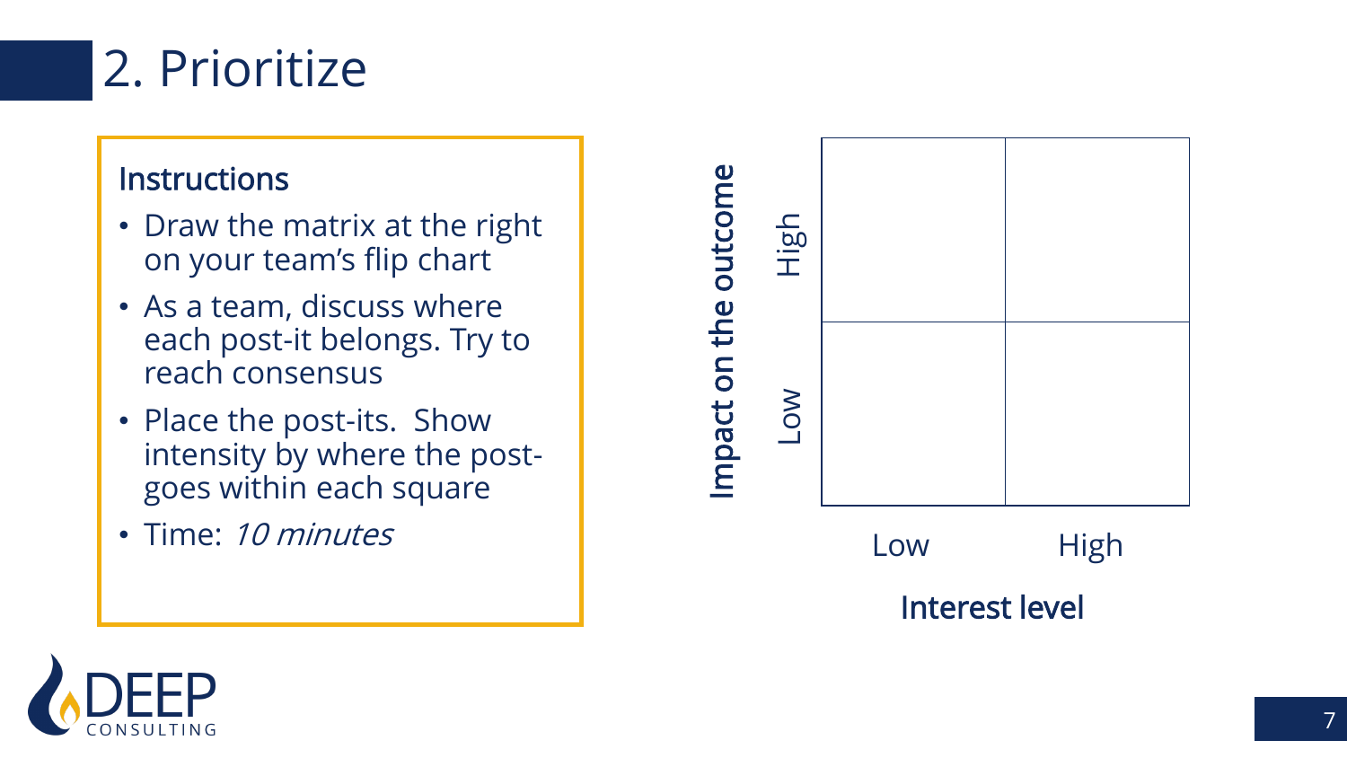# 2. Prioritize

### Instructions

- Draw the matrix at the right on your team's flip chart
- As a team, discuss where each post-it belongs. Try to reach consensus
- Place the post-its. Show intensity by where the post-goes within each square
- Time: *10 minutes*

| Impact on the outcome | Low interest level | High interest level |
| --- | --- | --- |
| High | | |
| Low | | |

**Interest level**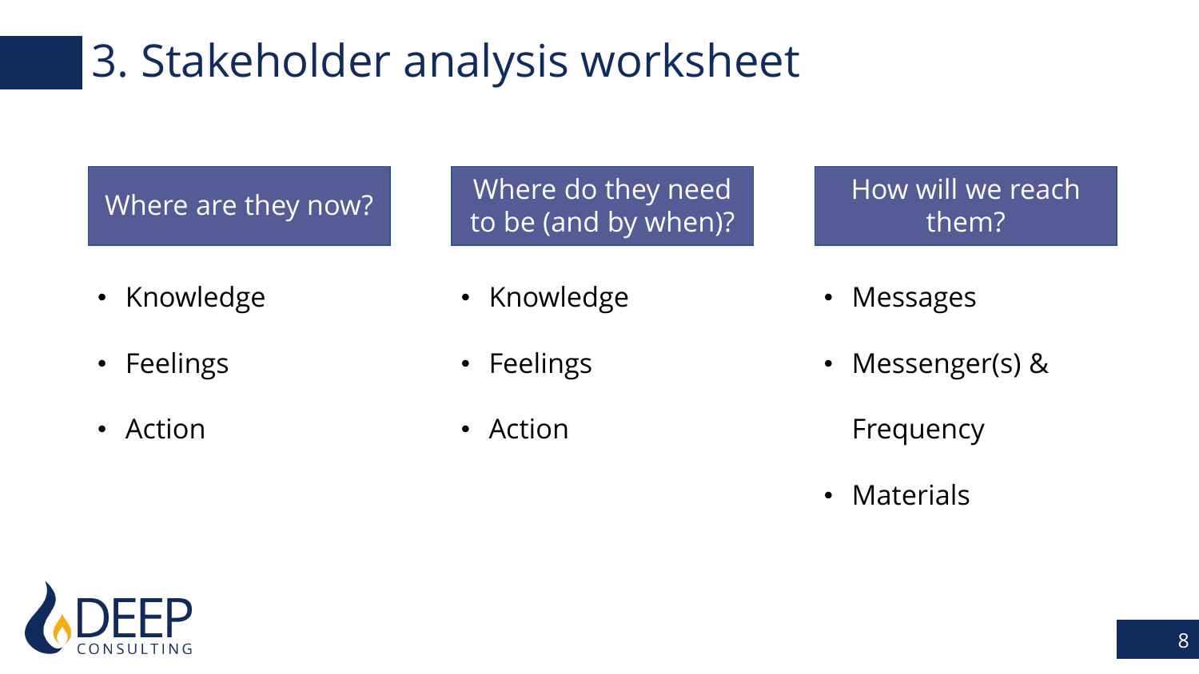# 3. Stakeholder analysis worksheet

| Where are they now? | Where do they need to be (and by when)? | How will we reach them? |
| --- | --- | --- |
| • Knowledge | • Knowledge | • Messages |
| • Feelings | • Feelings | • Messenger(s) & Frequency |
| • Action | • Action | • Materials |

DEEP CONSULTING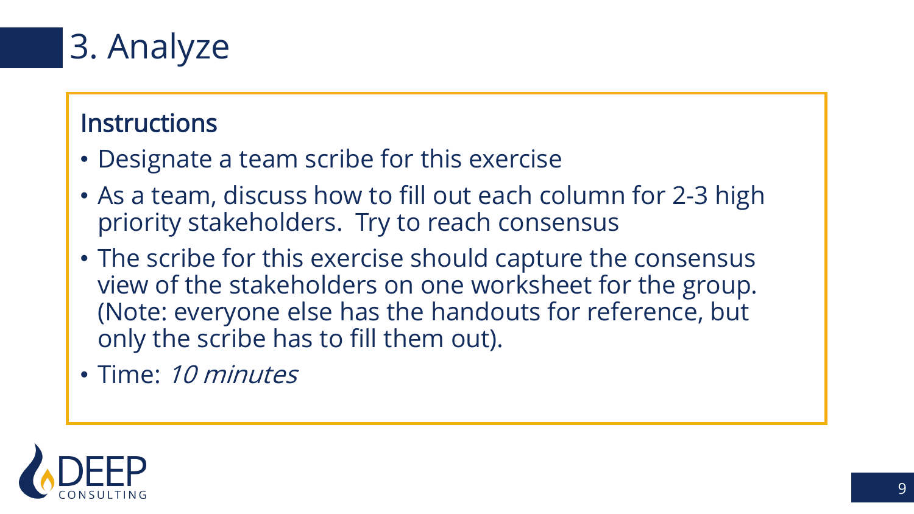# 3. Analyze

### Instructions

- Designate a team scribe for this exercise
- As a team, discuss how to fill out each column for 2-3 high priority stakeholders. Try to reach consensus
- The scribe for this exercise should capture the consensus view of the stakeholders on one worksheet for the group. (Note: everyone else has the handouts for reference, but only the scribe has to fill them out).
- Time: *10 minutes*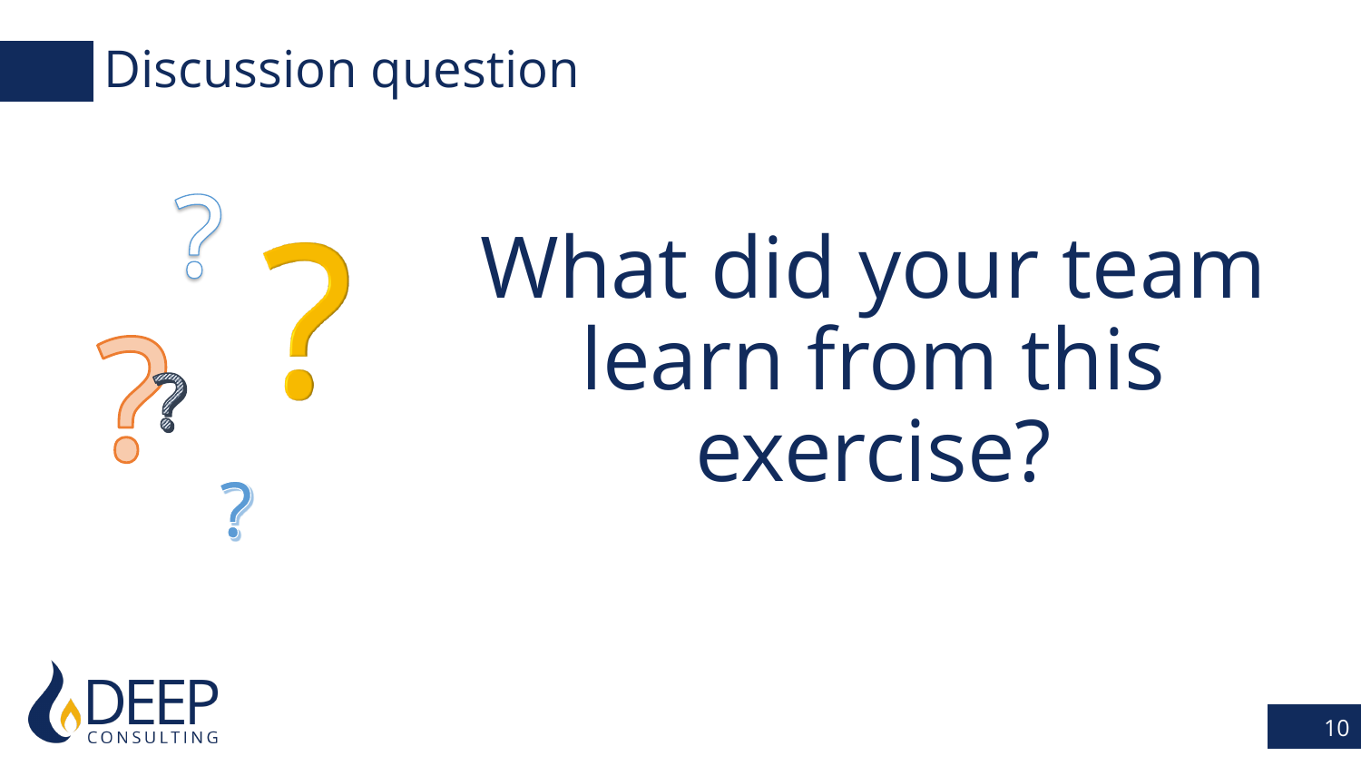# Discussion question

What did your team learn from this exercise?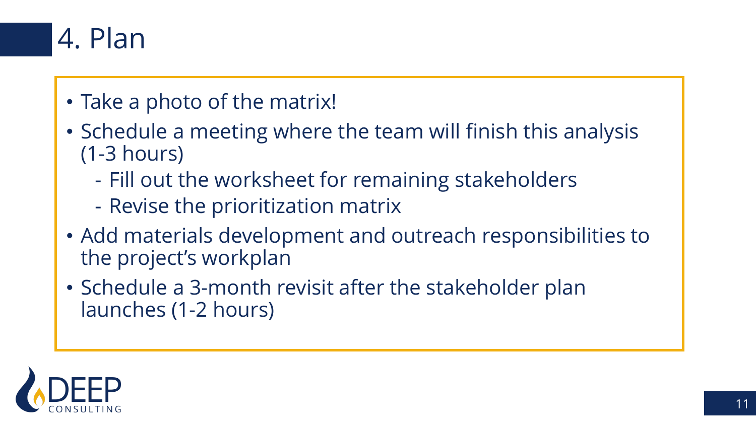# 4. Plan

- Take a photo of the matrix!
- Schedule a meeting where the team will finish this analysis (1-3 hours)
  - Fill out the worksheet for remaining stakeholders
  - Revise the prioritization matrix
- Add materials development and outreach responsibilities to the project's workplan
- Schedule a 3-month revisit after the stakeholder plan launches (1-2 hours)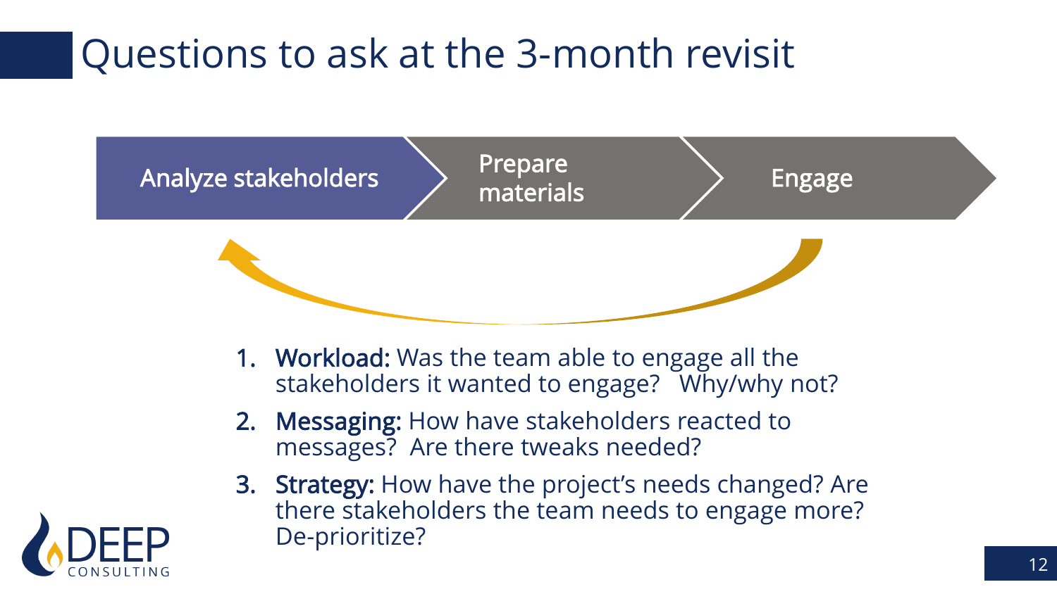# Questions to ask at the 3-month revisit

Analyze stakeholders → Prepare materials → Engage

1. **Workload:** Was the team able to engage all the stakeholders it wanted to engage? Why/why not?
2. **Messaging:** How have stakeholders reacted to messages? Are there tweaks needed?
3. **Strategy:** How have the project's needs changed? Are there stakeholders the team needs to engage more? De-prioritize?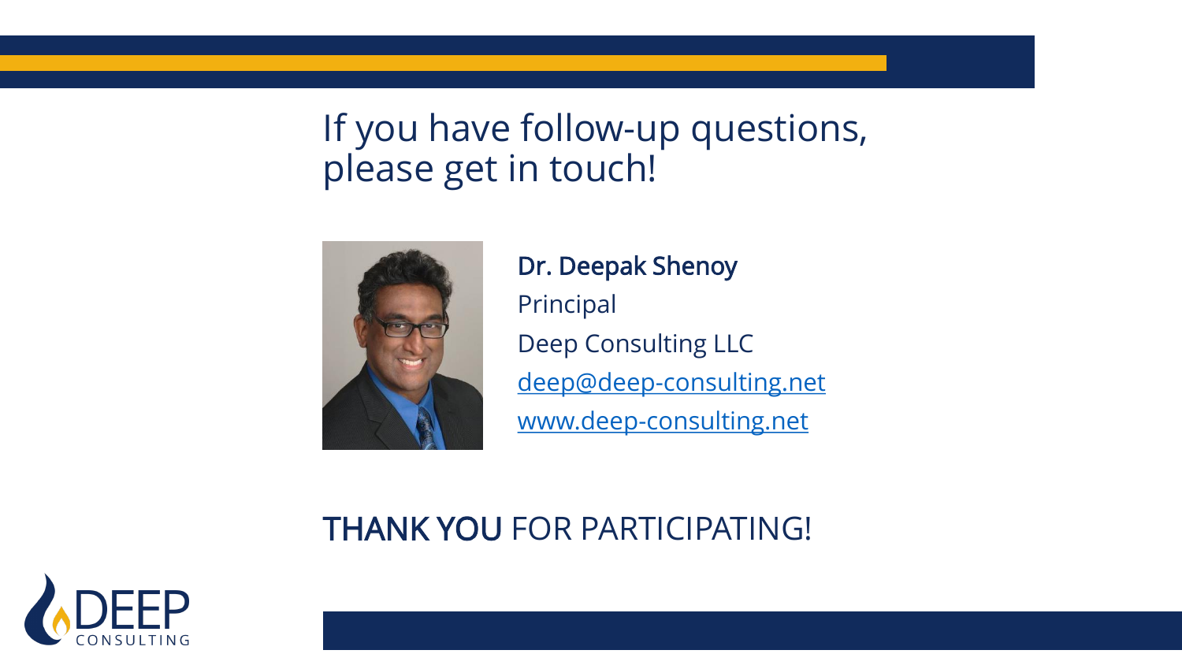# If you have follow-up questions, please get in touch!

**Dr. Deepak Shenoy**

Principal

Deep Consulting LLC

deep@deep-consulting.net

www.deep-consulting.net

**THANK YOU** FOR PARTICIPATING!

DEEP CONSULTING